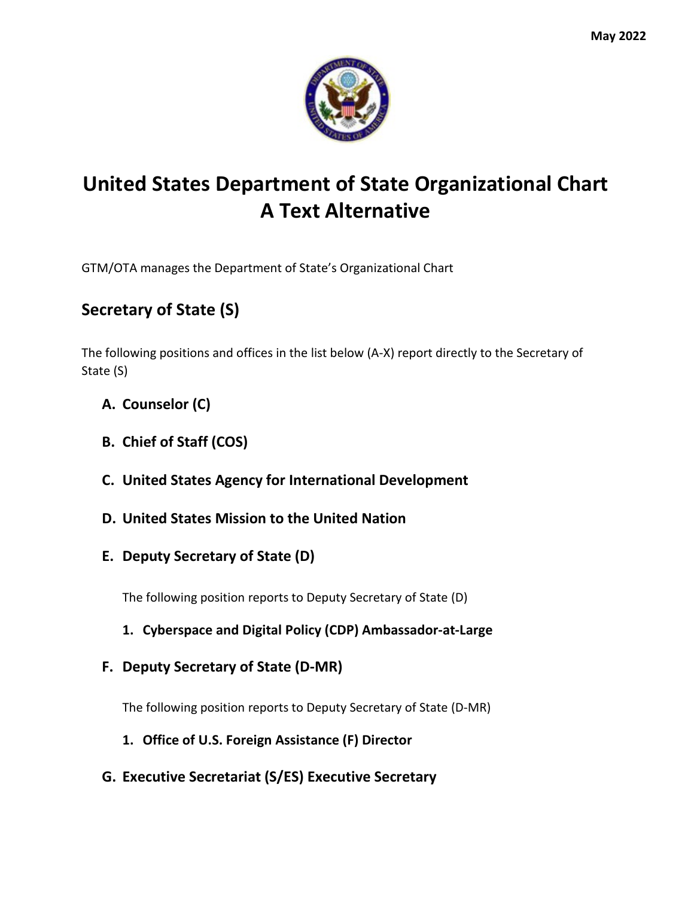May 2022

# United States Department of State Organizational Chart
# A Text Alternative

GTM/OTA manages the Department of State's Organizational Chart

## Secretary of State (S)

The following positions and offices in the list below (A-X) report directly to the Secretary of State (S)

A. **Counselor (C)**

B. **Chief of Staff (COS)**

C. **United States Agency for International Development**

D. **United States Mission to the United Nation**

E. **Deputy Secretary of State (D)**

   The following position reports to Deputy Secretary of State (D)

   1. **Cyberspace and Digital Policy (CDP) Ambassador-at-Large**

F. **Deputy Secretary of State (D-MR)**

   The following position reports to Deputy Secretary of State (D-MR)

   1. **Office of U.S. Foreign Assistance (F) Director**

G. **Executive Secretariat (S/ES) Executive Secretary**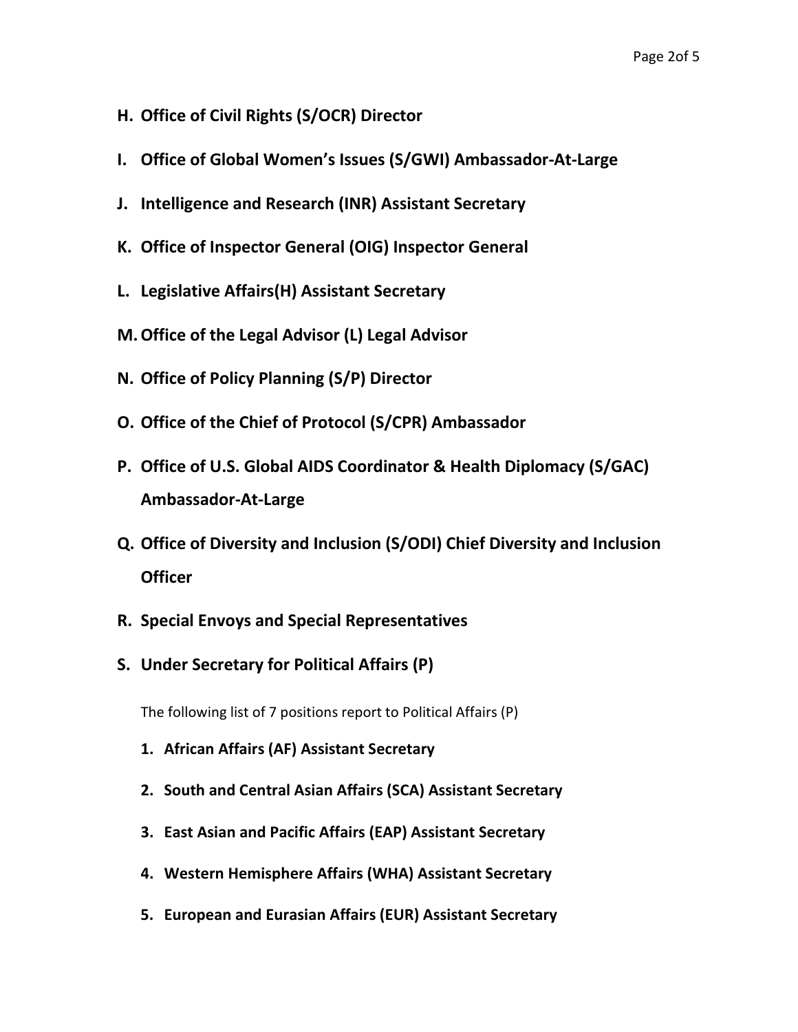**H. Office of Civil Rights (S/OCR) Director**

**I. Office of Global Women's Issues (S/GWI) Ambassador-At-Large**

**J. Intelligence and Research (INR) Assistant Secretary**

**K. Office of Inspector General (OIG) Inspector General**

**L. Legislative Affairs(H) Assistant Secretary**

**M. Office of the Legal Advisor (L) Legal Advisor**

**N. Office of Policy Planning (S/P) Director**

**O. Office of the Chief of Protocol (S/CPR) Ambassador**

**P. Office of U.S. Global AIDS Coordinator & Health Diplomacy (S/GAC) Ambassador-At-Large**

**Q. Office of Diversity and Inclusion (S/ODI) Chief Diversity and Inclusion Officer**

**R. Special Envoys and Special Representatives**

**S. Under Secretary for Political Affairs (P)**

The following list of 7 positions report to Political Affairs (P)

1. **African Affairs (AF) Assistant Secretary**
2. **South and Central Asian Affairs (SCA) Assistant Secretary**
3. **East Asian and Pacific Affairs (EAP) Assistant Secretary**
4. **Western Hemisphere Affairs (WHA) Assistant Secretary**
5. **European and Eurasian Affairs (EUR) Assistant Secretary**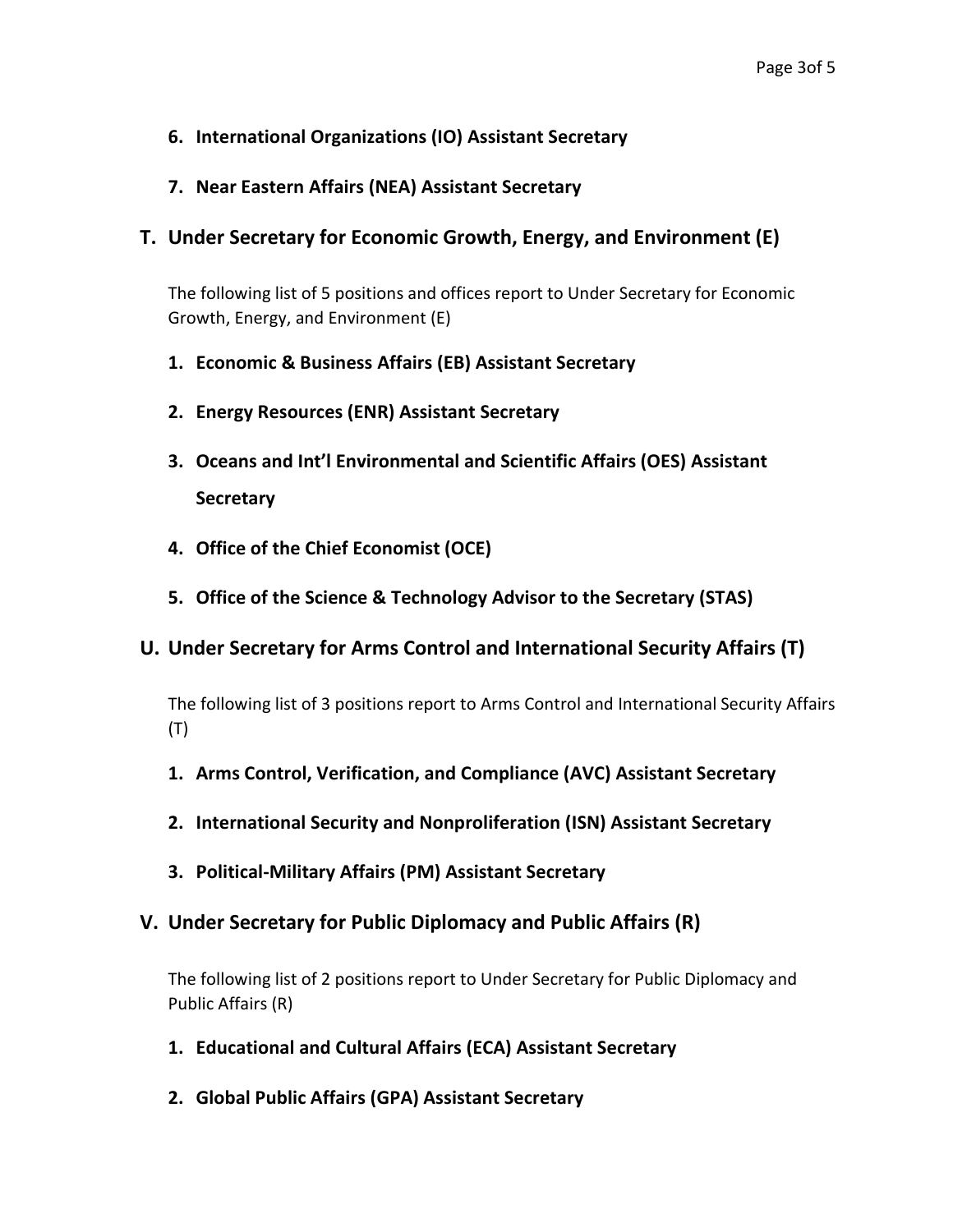6. **International Organizations (IO) Assistant Secretary**

7. **Near Eastern Affairs (NEA) Assistant Secretary**

## T. Under Secretary for Economic Growth, Energy, and Environment (E)

The following list of 5 positions and offices report to Under Secretary for Economic Growth, Energy, and Environment (E)

1. **Economic & Business Affairs (EB) Assistant Secretary**
2. **Energy Resources (ENR) Assistant Secretary**
3. **Oceans and Int'l Environmental and Scientific Affairs (OES) Assistant Secretary**
4. **Office of the Chief Economist (OCE)**
5. **Office of the Science & Technology Advisor to the Secretary (STAS)**

## U. Under Secretary for Arms Control and International Security Affairs (T)

The following list of 3 positions report to Arms Control and International Security Affairs (T)

1. **Arms Control, Verification, and Compliance (AVC) Assistant Secretary**
2. **International Security and Nonproliferation (ISN) Assistant Secretary**
3. **Political-Military Affairs (PM) Assistant Secretary**

## V. Under Secretary for Public Diplomacy and Public Affairs (R)

The following list of 2 positions report to Under Secretary for Public Diplomacy and Public Affairs (R)

1. **Educational and Cultural Affairs (ECA) Assistant Secretary**
2. **Global Public Affairs (GPA) Assistant Secretary**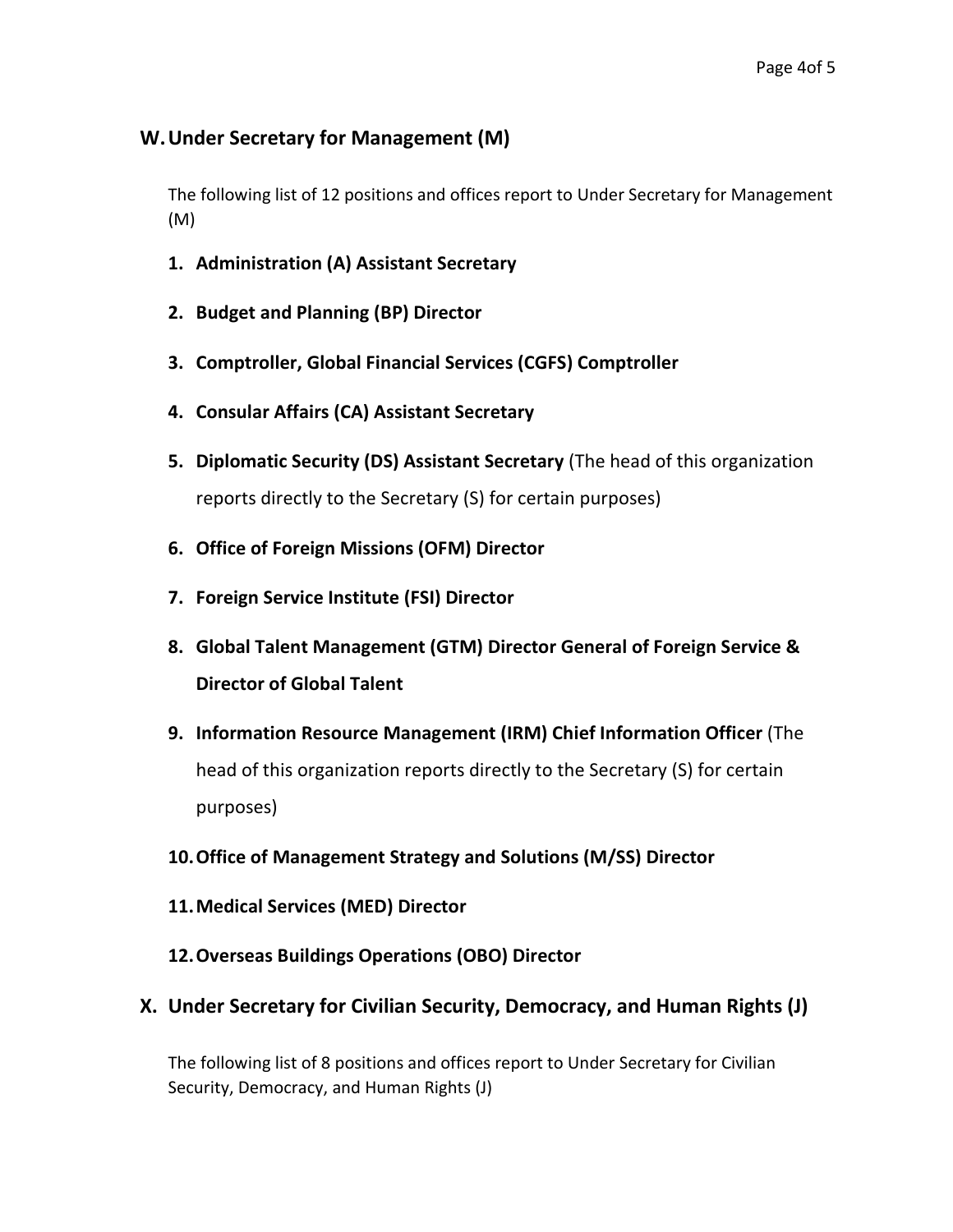## W. Under Secretary for Management (M)

The following list of 12 positions and offices report to Under Secretary for Management (M)

1. **Administration (A) Assistant Secretary**
2. **Budget and Planning (BP) Director**
3. **Comptroller, Global Financial Services (CGFS) Comptroller**
4. **Consular Affairs (CA) Assistant Secretary**
5. **Diplomatic Security (DS) Assistant Secretary** (The head of this organization reports directly to the Secretary (S) for certain purposes)
6. **Office of Foreign Missions (OFM) Director**
7. **Foreign Service Institute (FSI) Director**
8. **Global Talent Management (GTM) Director General of Foreign Service & Director of Global Talent**
9. **Information Resource Management (IRM) Chief Information Officer** (The head of this organization reports directly to the Secretary (S) for certain purposes)
10. **Office of Management Strategy and Solutions (M/SS) Director**
11. **Medical Services (MED) Director**
12. **Overseas Buildings Operations (OBO) Director**

## X. Under Secretary for Civilian Security, Democracy, and Human Rights (J)

The following list of 8 positions and offices report to Under Secretary for Civilian Security, Democracy, and Human Rights (J)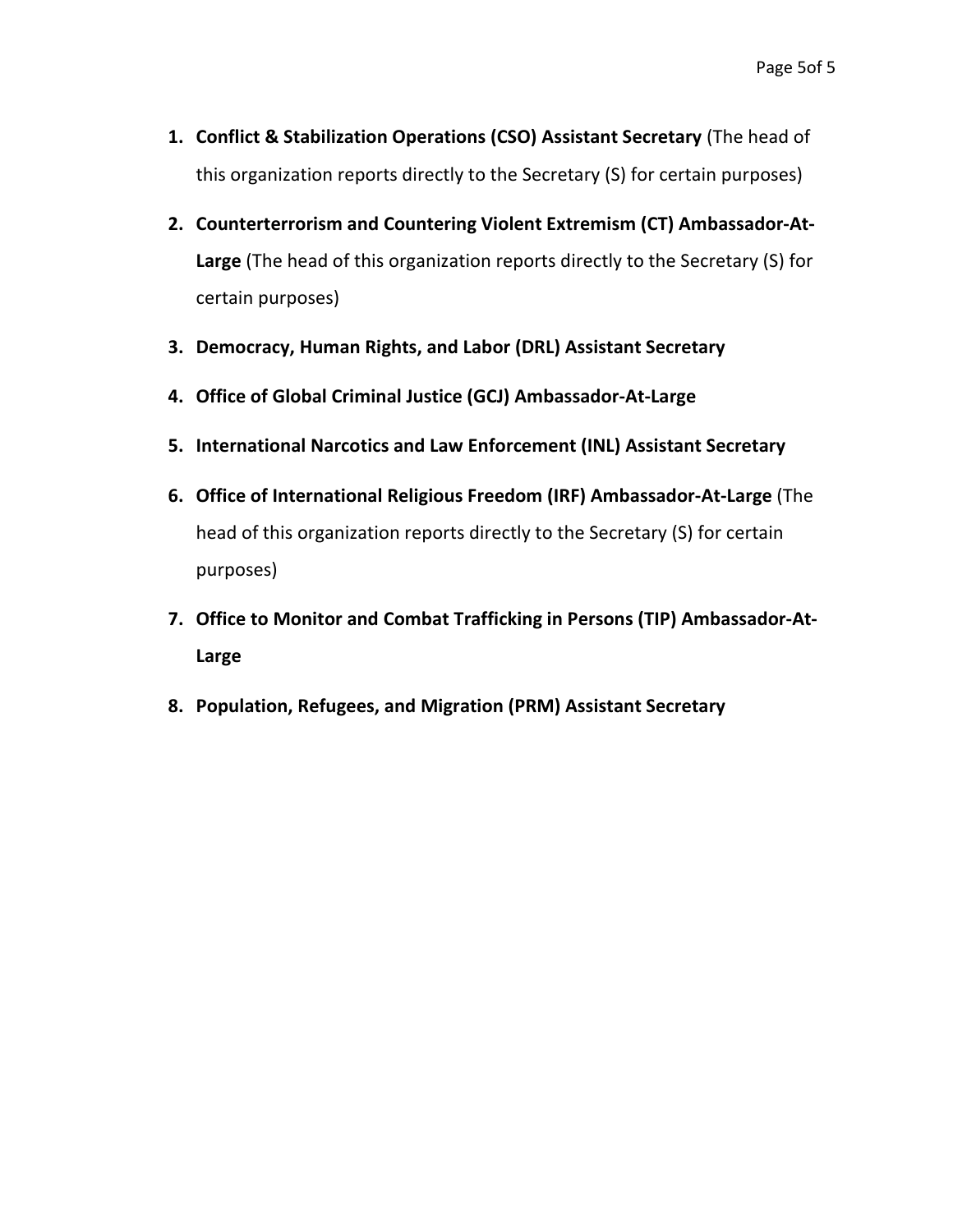1. **Conflict & Stabilization Operations (CSO) Assistant Secretary** (The head of this organization reports directly to the Secretary (S) for certain purposes)
2. **Counterterrorism and Countering Violent Extremism (CT) Ambassador-At-Large** (The head of this organization reports directly to the Secretary (S) for certain purposes)
3. **Democracy, Human Rights, and Labor (DRL) Assistant Secretary**
4. **Office of Global Criminal Justice (GCJ) Ambassador-At-Large**
5. **International Narcotics and Law Enforcement (INL) Assistant Secretary**
6. **Office of International Religious Freedom (IRF) Ambassador-At-Large** (The head of this organization reports directly to the Secretary (S) for certain purposes)
7. **Office to Monitor and Combat Trafficking in Persons (TIP) Ambassador-At-Large**
8. **Population, Refugees, and Migration (PRM) Assistant Secretary**